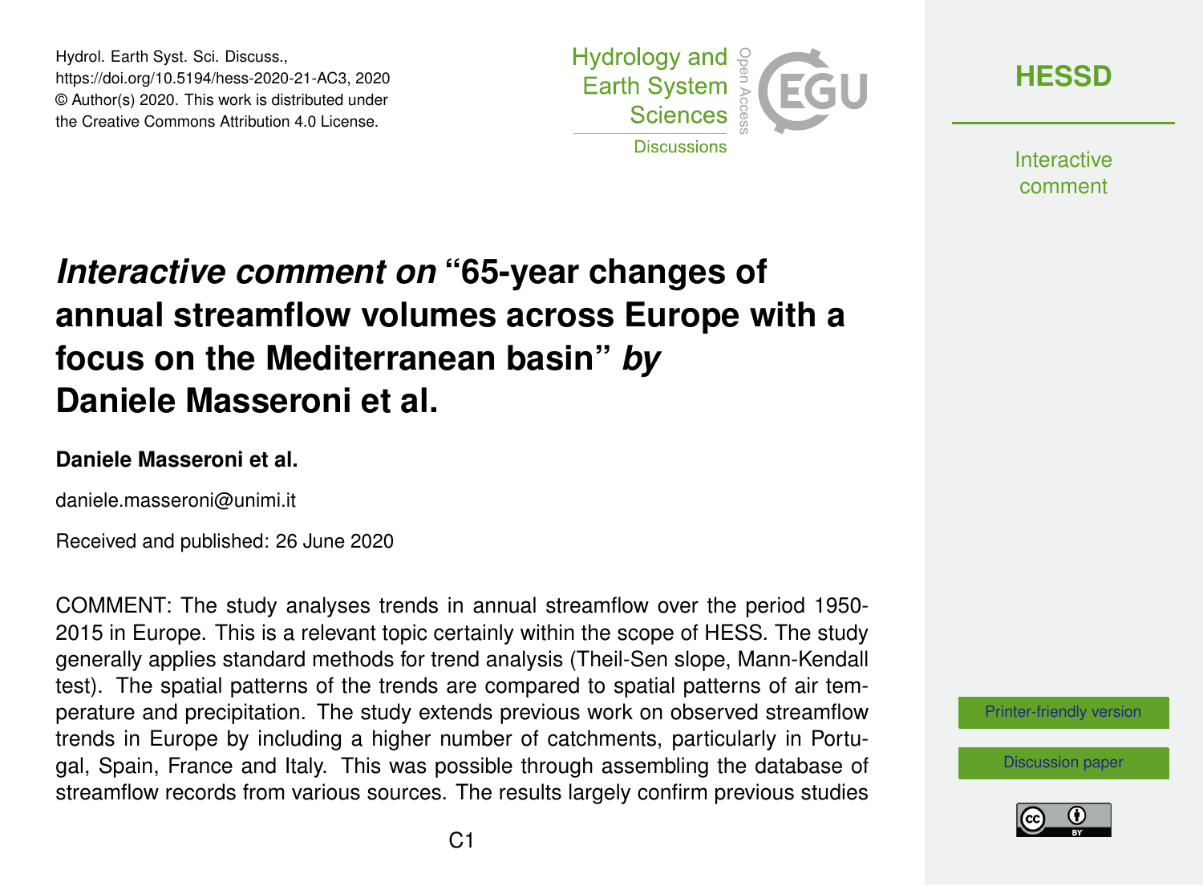# *Interactive comment on* "65-year changes of annual streamflow volumes across Europe with a focus on the Mediterranean basin" *by* Daniele Masseroni et al.

**Daniele Masseroni et al.**

daniele.masseroni@unimi.it

Received and published: 26 June 2020

COMMENT: The study analyses trends in annual streamflow over the period 1950-2015 in Europe. This is a relevant topic certainly within the scope of HESS. The study generally applies standard methods for trend analysis (Theil-Sen slope, Mann-Kendall test). The spatial patterns of the trends are compared to spatial patterns of air temperature and precipitation. The study extends previous work on observed streamflow trends in Europe by including a higher number of catchments, particularly in Portugal, Spain, France and Italy. This was possible through assembling the database of streamflow records from various sources. The results largely confirm previous studies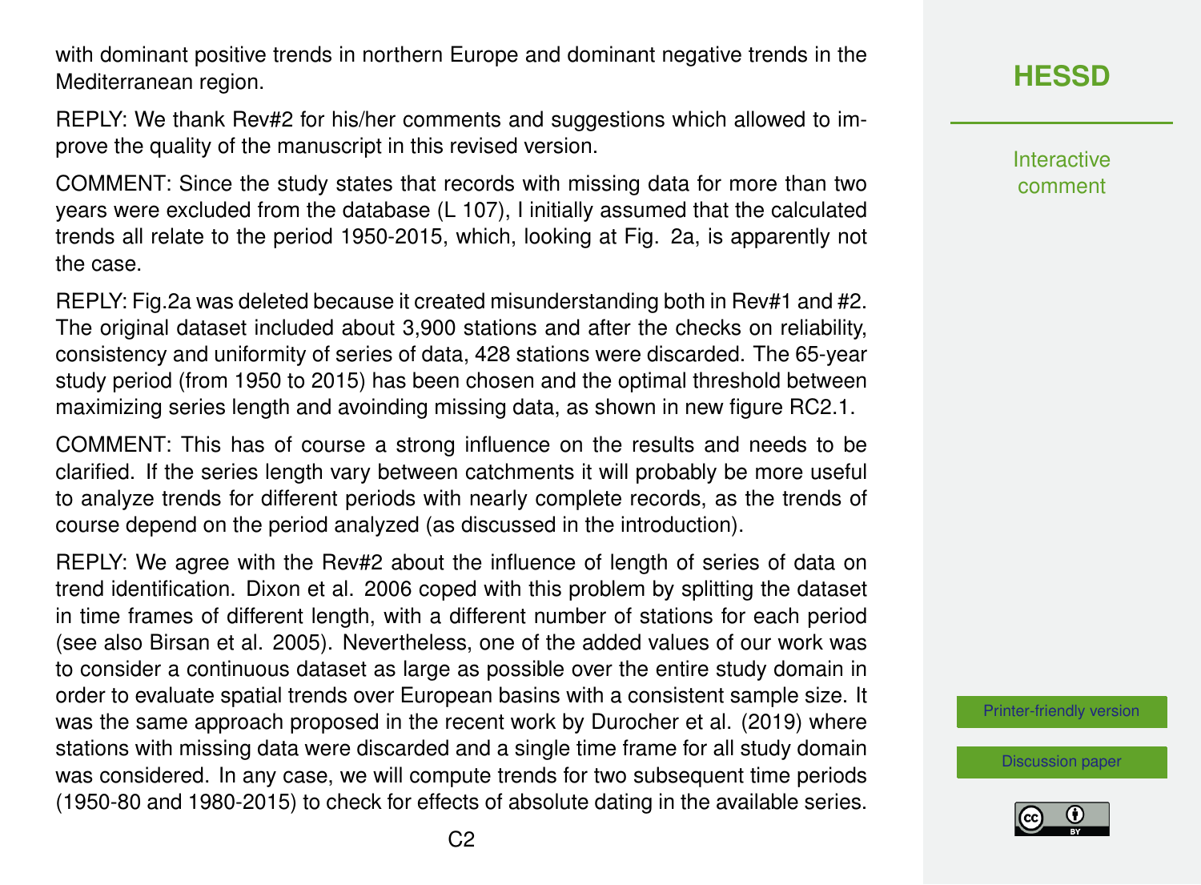with dominant positive trends in northern Europe and dominant negative trends in the Mediterranean region.

REPLY: We thank Rev#2 for his/her comments and suggestions which allowed to improve the quality of the manuscript in this revised version.

COMMENT: Since the study states that records with missing data for more than two years were excluded from the database (L 107), I initially assumed that the calculated trends all relate to the period 1950-2015, which, looking at Fig. 2a, is apparently not the case.

REPLY: Fig.2a was deleted because it created misunderstanding both in Rev#1 and #2. The original dataset included about 3,900 stations and after the checks on reliability, consistency and uniformity of series of data, 428 stations were discarded. The 65-year study period (from 1950 to 2015) has been chosen and the optimal threshold between maximizing series length and avoinding missing data, as shown in new figure RC2.1.

COMMENT: This has of course a strong influence on the results and needs to be clarified. If the series length vary between catchments it will probably be more useful to analyze trends for different periods with nearly complete records, as the trends of course depend on the period analyzed (as discussed in the introduction).

REPLY: We agree with the Rev#2 about the influence of length of series of data on trend identification. Dixon et al. 2006 coped with this problem by splitting the dataset in time frames of different length, with a different number of stations for each period (see also Birsan et al. 2005). Nevertheless, one of the added values of our work was to consider a continuous dataset as large as possible over the entire study domain in order to evaluate spatial trends over European basins with a consistent sample size. It was the same approach proposed in the recent work by Durocher et al. (2019) where stations with missing data were discarded and a single time frame for all study domain was considered. In any case, we will compute trends for two subsequent time periods (1950-80 and 1980-2015) to check for effects of absolute dating in the available series.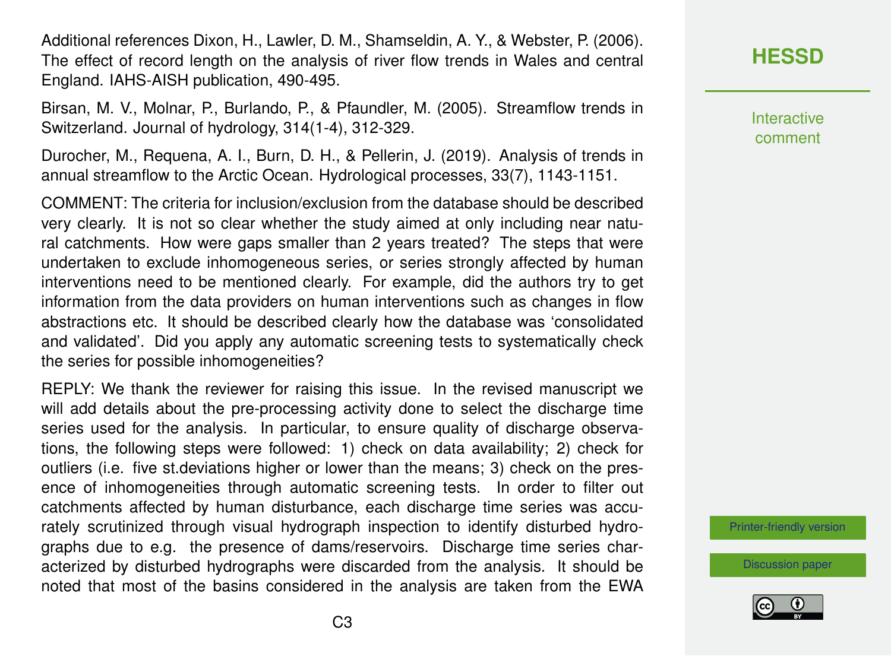Additional references Dixon, H., Lawler, D. M., Shamseldin, A. Y., & Webster, P. (2006). The effect of record length on the analysis of river flow trends in Wales and central England. IAHS-AISH publication, 490-495.

Birsan, M. V., Molnar, P., Burlando, P., & Pfaundler, M. (2005). Streamflow trends in Switzerland. Journal of hydrology, 314(1-4), 312-329.

Durocher, M., Requena, A. I., Burn, D. H., & Pellerin, J. (2019). Analysis of trends in annual streamflow to the Arctic Ocean. Hydrological processes, 33(7), 1143-1151.

COMMENT: The criteria for inclusion/exclusion from the database should be described very clearly. It is not so clear whether the study aimed at only including near natural catchments. How were gaps smaller than 2 years treated? The steps that were undertaken to exclude inhomogeneous series, or series strongly affected by human interventions need to be mentioned clearly. For example, did the authors try to get information from the data providers on human interventions such as changes in flow abstractions etc. It should be described clearly how the database was 'consolidated and validated'. Did you apply any automatic screening tests to systematically check the series for possible inhomogeneities?

REPLY: We thank the reviewer for raising this issue. In the revised manuscript we will add details about the pre-processing activity done to select the discharge time series used for the analysis. In particular, to ensure quality of discharge observations, the following steps were followed: 1) check on data availability; 2) check for outliers (i.e. five st.deviations higher or lower than the means; 3) check on the presence of inhomogeneities through automatic screening tests. In order to filter out catchments affected by human disturbance, each discharge time series was accurately scrutinized through visual hydrograph inspection to identify disturbed hydrographs due to e.g. the presence of dams/reservoirs. Discharge time series characterized by disturbed hydrographs were discarded from the analysis. It should be noted that most of the basins considered in the analysis are taken from the EWA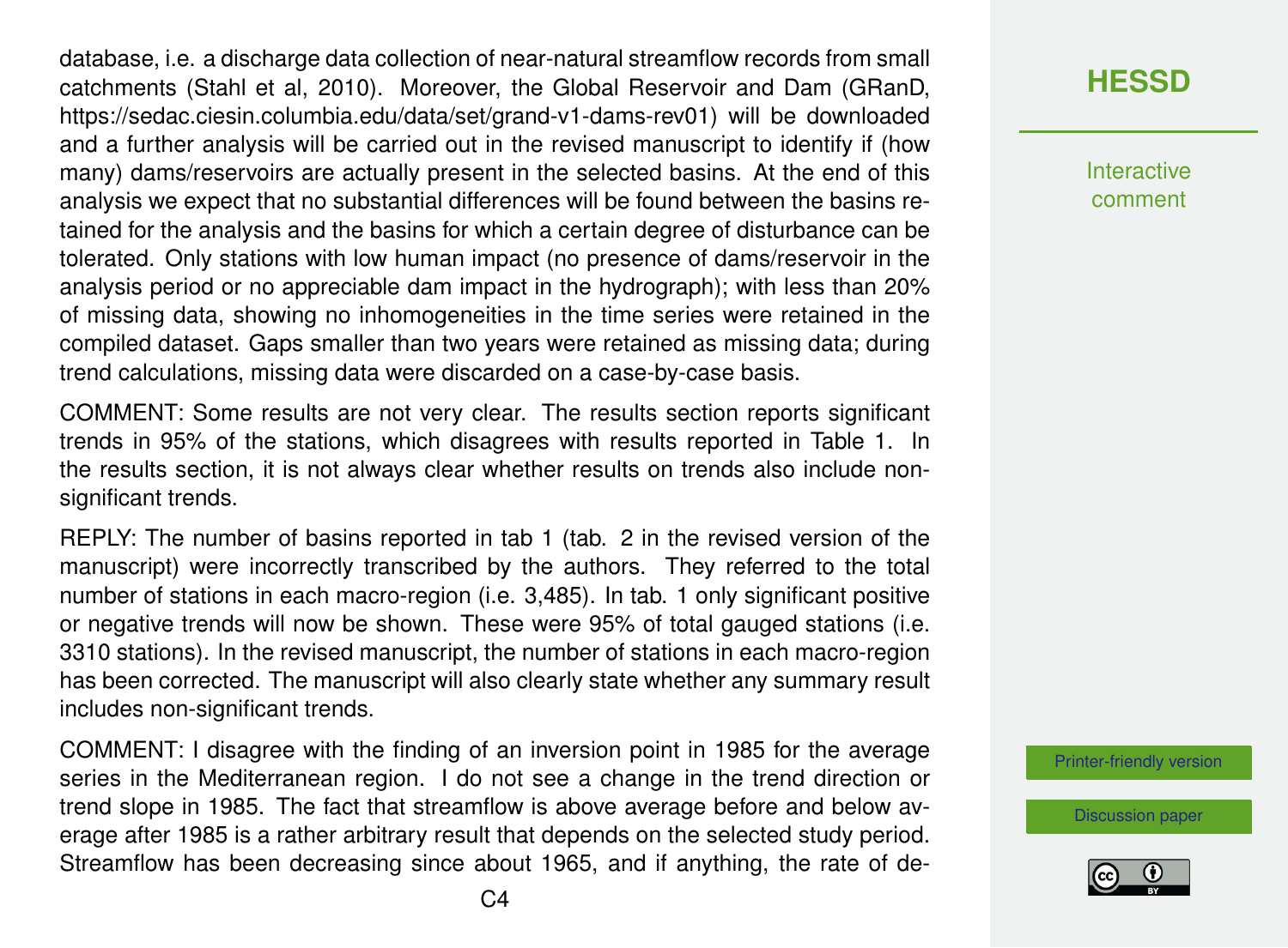database, i.e. a discharge data collection of near-natural streamflow records from small catchments (Stahl et al, 2010). Moreover, the Global Reservoir and Dam (GRanD, https://sedac.ciesin.columbia.edu/data/set/grand-v1-dams-rev01) will be downloaded and a further analysis will be carried out in the revised manuscript to identify if (how many) dams/reservoirs are actually present in the selected basins. At the end of this analysis we expect that no substantial differences will be found between the basins retained for the analysis and the basins for which a certain degree of disturbance can be tolerated. Only stations with low human impact (no presence of dams/reservoir in the analysis period or no appreciable dam impact in the hydrograph); with less than 20% of missing data, showing no inhomogeneities in the time series were retained in the compiled dataset. Gaps smaller than two years were retained as missing data; during trend calculations, missing data were discarded on a case-by-case basis.

COMMENT: Some results are not very clear. The results section reports significant trends in 95% of the stations, which disagrees with results reported in Table 1. In the results section, it is not always clear whether results on trends also include non-significant trends.

REPLY: The number of basins reported in tab 1 (tab. 2 in the revised version of the manuscript) were incorrectly transcribed by the authors. They referred to the total number of stations in each macro-region (i.e. 3,485). In tab. 1 only significant positive or negative trends will now be shown. These were 95% of total gauged stations (i.e. 3310 stations). In the revised manuscript, the number of stations in each macro-region has been corrected. The manuscript will also clearly state whether any summary result includes non-significant trends.

COMMENT: I disagree with the finding of an inversion point in 1985 for the average series in the Mediterranean region. I do not see a change in the trend direction or trend slope in 1985. The fact that streamflow is above average before and below average after 1985 is a rather arbitrary result that depends on the selected study period. Streamflow has been decreasing since about 1965, and if anything, the rate of de-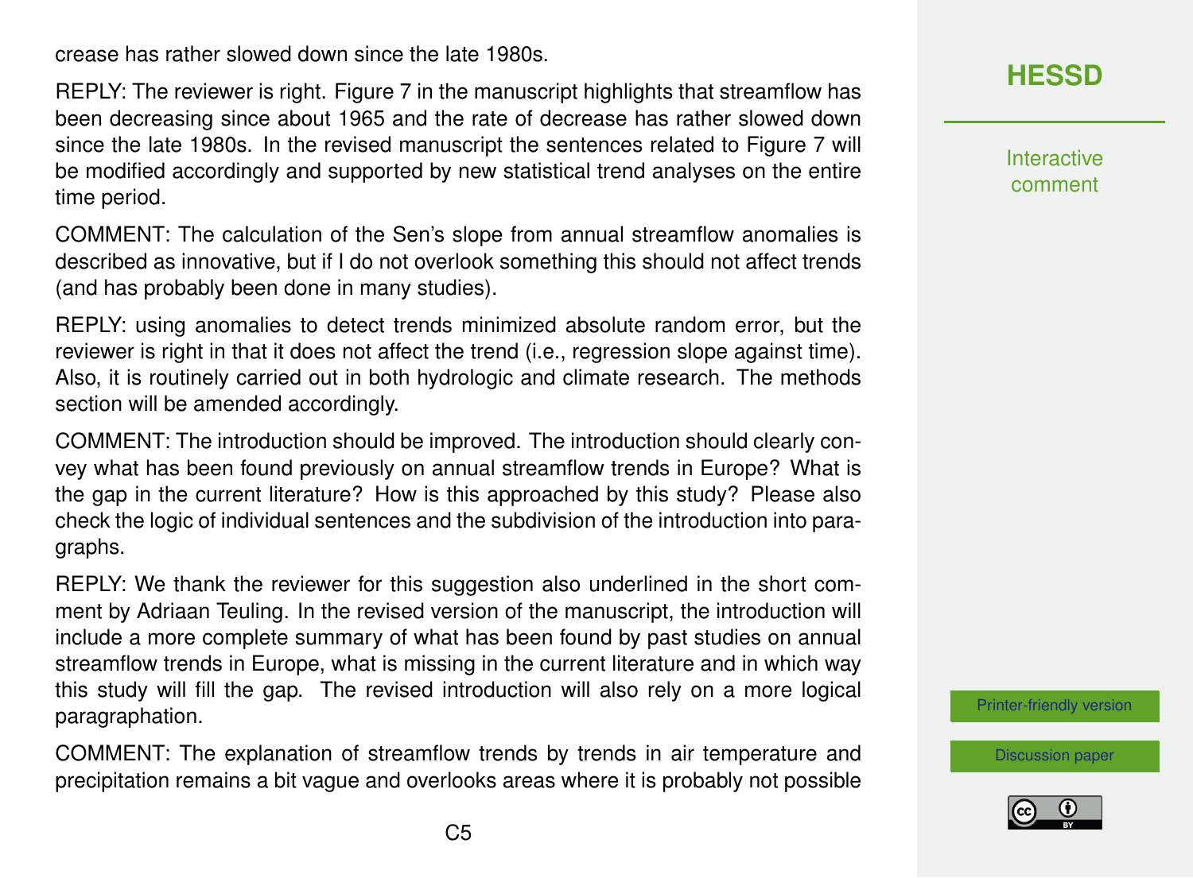crease has rather slowed down since the late 1980s.

REPLY: The reviewer is right. Figure 7 in the manuscript highlights that streamflow has been decreasing since about 1965 and the rate of decrease has rather slowed down since the late 1980s. In the revised manuscript the sentences related to Figure 7 will be modified accordingly and supported by new statistical trend analyses on the entire time period.

COMMENT: The calculation of the Sen's slope from annual streamflow anomalies is described as innovative, but if I do not overlook something this should not affect trends (and has probably been done in many studies).

REPLY: using anomalies to detect trends minimized absolute random error, but the reviewer is right in that it does not affect the trend (i.e., regression slope against time). Also, it is routinely carried out in both hydrologic and climate research. The methods section will be amended accordingly.

COMMENT: The introduction should be improved. The introduction should clearly convey what has been found previously on annual streamflow trends in Europe? What is the gap in the current literature? How is this approached by this study? Please also check the logic of individual sentences and the subdivision of the introduction into paragraphs.

REPLY: We thank the reviewer for this suggestion also underlined in the short comment by Adriaan Teuling. In the revised version of the manuscript, the introduction will include a more complete summary of what has been found by past studies on annual streamflow trends in Europe, what is missing in the current literature and in which way this study will fill the gap. The revised introduction will also rely on a more logical paragraphation.

COMMENT: The explanation of streamflow trends by trends in air temperature and precipitation remains a bit vague and overlooks areas where it is probably not possible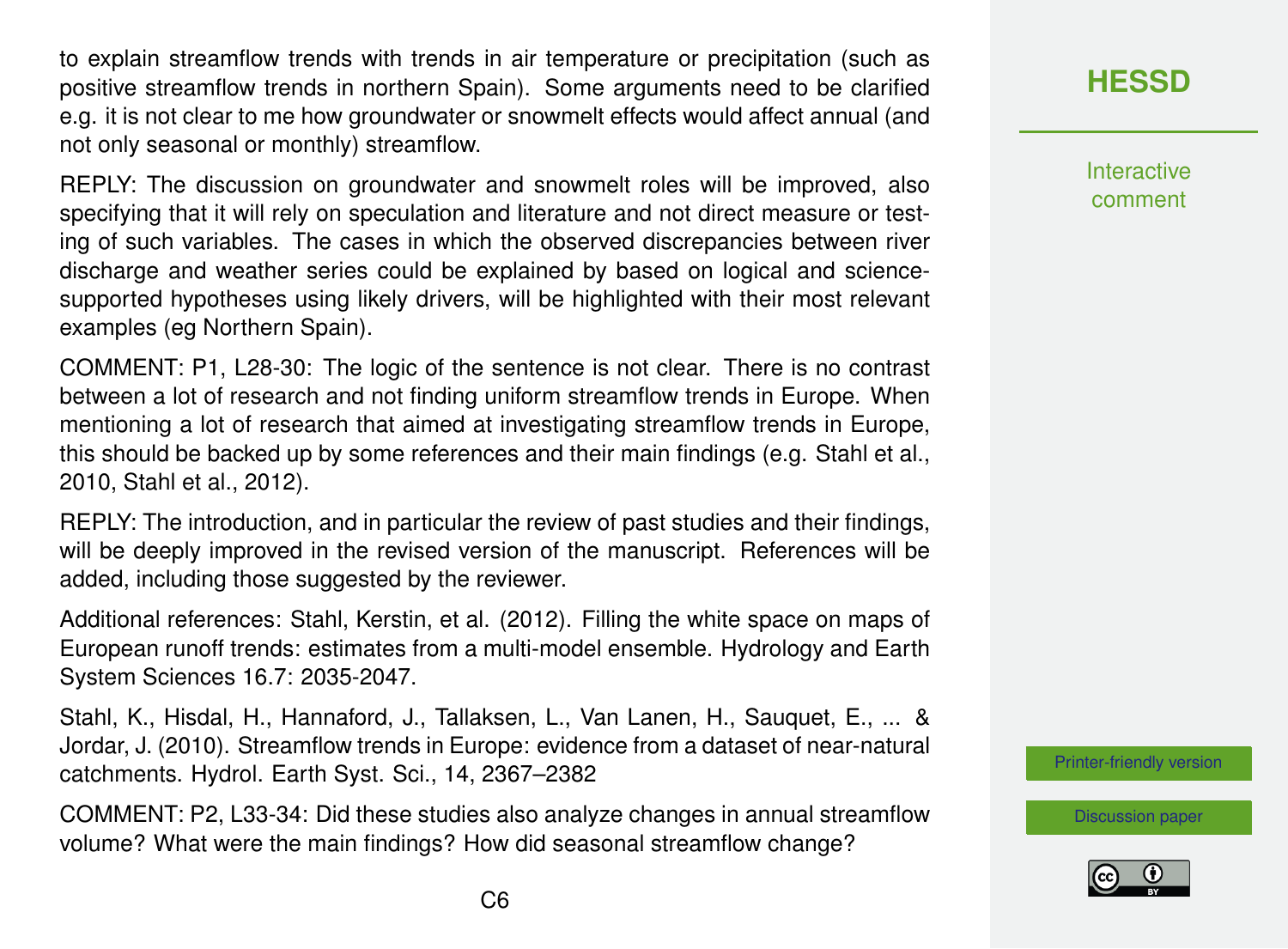to explain streamflow trends with trends in air temperature or precipitation (such as positive streamflow trends in northern Spain). Some arguments need to be clarified e.g. it is not clear to me how groundwater or snowmelt effects would affect annual (and not only seasonal or monthly) streamflow.

REPLY: The discussion on groundwater and snowmelt roles will be improved, also specifying that it will rely on speculation and literature and not direct measure or testing of such variables. The cases in which the observed discrepancies between river discharge and weather series could be explained by based on logical and science-supported hypotheses using likely drivers, will be highlighted with their most relevant examples (eg Northern Spain).

COMMENT: P1, L28-30: The logic of the sentence is not clear. There is no contrast between a lot of research and not finding uniform streamflow trends in Europe. When mentioning a lot of research that aimed at investigating streamflow trends in Europe, this should be backed up by some references and their main findings (e.g. Stahl et al., 2010, Stahl et al., 2012).

REPLY: The introduction, and in particular the review of past studies and their findings, will be deeply improved in the revised version of the manuscript. References will be added, including those suggested by the reviewer.

Additional references: Stahl, Kerstin, et al. (2012). Filling the white space on maps of European runoff trends: estimates from a multi-model ensemble. Hydrology and Earth System Sciences 16.7: 2035-2047.

Stahl, K., Hisdal, H., Hannaford, J., Tallaksen, L., Van Lanen, H., Sauquet, E., ... & Jordar, J. (2010). Streamflow trends in Europe: evidence from a dataset of near-natural catchments. Hydrol. Earth Syst. Sci., 14, 2367–2382

COMMENT: P2, L33-34: Did these studies also analyze changes in annual streamflow volume? What were the main findings? How did seasonal streamflow change?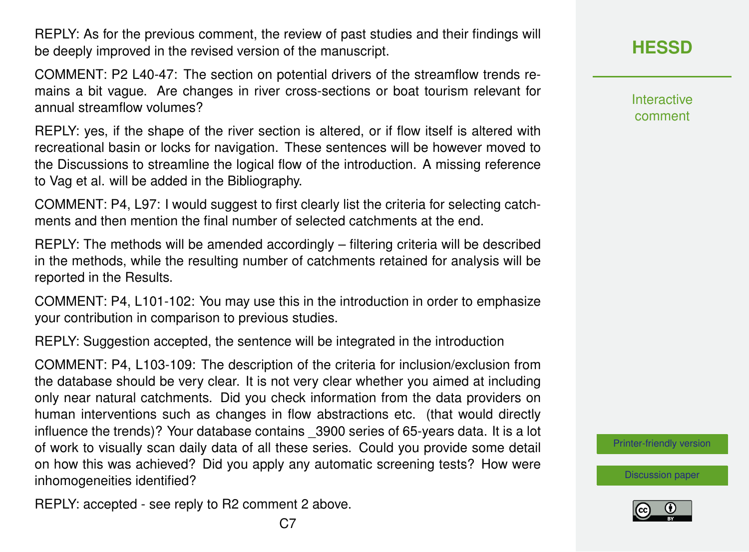REPLY: As for the previous comment, the review of past studies and their findings will be deeply improved in the revised version of the manuscript.

COMMENT: P2 L40-47: The section on potential drivers of the streamflow trends remains a bit vague. Are changes in river cross-sections or boat tourism relevant for annual streamflow volumes?

REPLY: yes, if the shape of the river section is altered, or if flow itself is altered with recreational basin or locks for navigation. These sentences will be however moved to the Discussions to streamline the logical flow of the introduction. A missing reference to Vag et al. will be added in the Bibliography.

COMMENT: P4, L97: I would suggest to first clearly list the criteria for selecting catchments and then mention the final number of selected catchments at the end.

REPLY: The methods will be amended accordingly – filtering criteria will be described in the methods, while the resulting number of catchments retained for analysis will be reported in the Results.

COMMENT: P4, L101-102: You may use this in the introduction in order to emphasize your contribution in comparison to previous studies.

REPLY: Suggestion accepted, the sentence will be integrated in the introduction

COMMENT: P4, L103-109: The description of the criteria for inclusion/exclusion from the database should be very clear. It is not very clear whether you aimed at including only near natural catchments. Did you check information from the data providers on human interventions such as changes in flow abstractions etc. (that would directly influence the trends)? Your database contains _3900 series of 65-years data. It is a lot of work to visually scan daily data of all these series. Could you provide some detail on how this was achieved? Did you apply any automatic screening tests? How were inhomogeneities identified?

REPLY: accepted - see reply to R2 comment 2 above.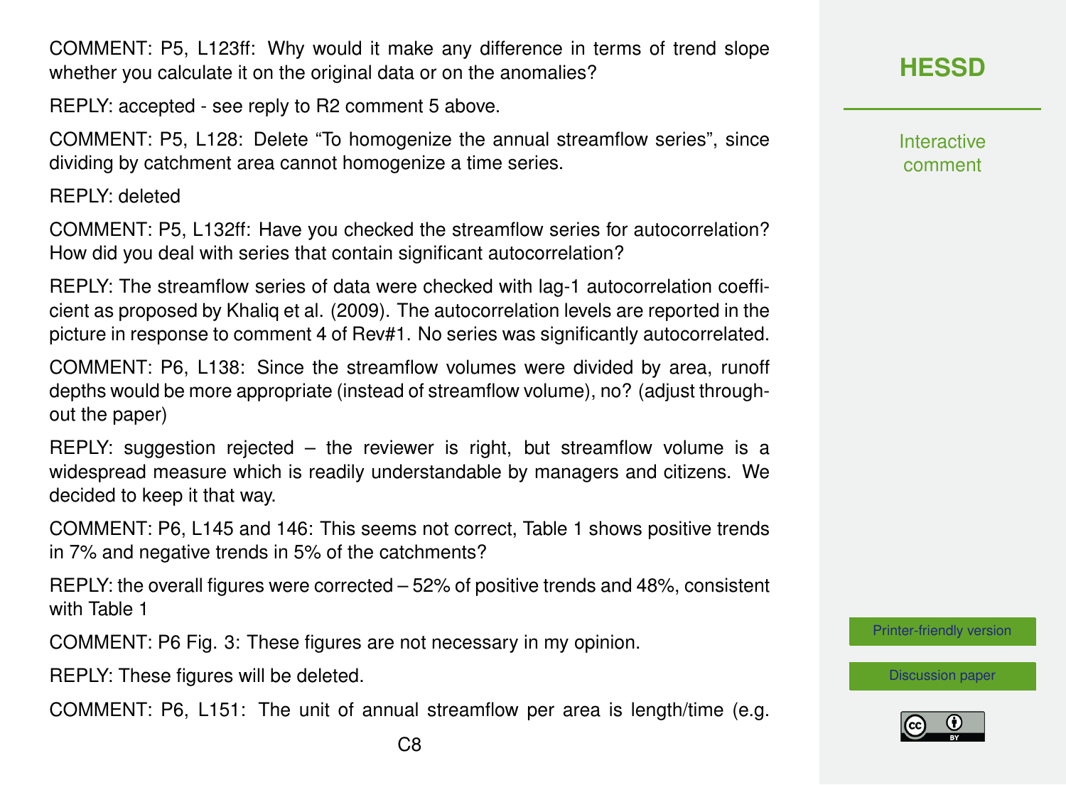COMMENT: P5, L123ff: Why would it make any difference in terms of trend slope whether you calculate it on the original data or on the anomalies?

REPLY: accepted - see reply to R2 comment 5 above.

COMMENT: P5, L128: Delete "To homogenize the annual streamflow series", since dividing by catchment area cannot homogenize a time series.

REPLY: deleted

COMMENT: P5, L132ff: Have you checked the streamflow series for autocorrelation? How did you deal with series that contain significant autocorrelation?

REPLY: The streamflow series of data were checked with lag-1 autocorrelation coefficient as proposed by Khaliq et al. (2009). The autocorrelation levels are reported in the picture in response to comment 4 of Rev#1. No series was significantly autocorrelated.

COMMENT: P6, L138: Since the streamflow volumes were divided by area, runoff depths would be more appropriate (instead of streamflow volume), no? (adjust throughout the paper)

REPLY: suggestion rejected – the reviewer is right, but streamflow volume is a widespread measure which is readily understandable by managers and citizens. We decided to keep it that way.

COMMENT: P6, L145 and 146: This seems not correct, Table 1 shows positive trends in 7% and negative trends in 5% of the catchments?

REPLY: the overall figures were corrected – 52% of positive trends and 48%, consistent with Table 1

COMMENT: P6 Fig. 3: These figures are not necessary in my opinion.

REPLY: These figures will be deleted.

COMMENT: P6, L151: The unit of annual streamflow per area is length/time (e.g.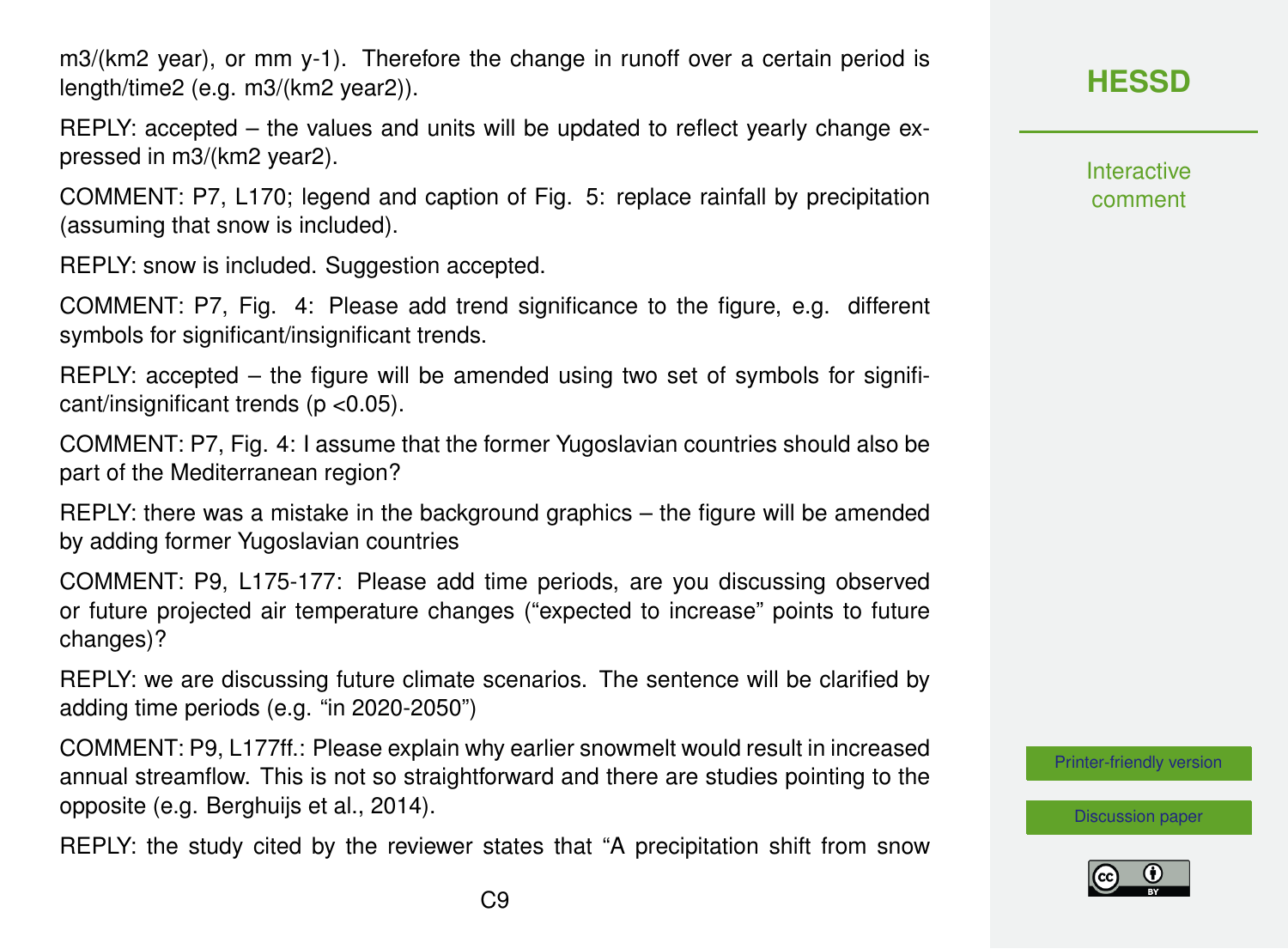m3/(km2 year), or mm y-1). Therefore the change in runoff over a certain period is length/time2 (e.g. m3/(km2 year2)).

REPLY: accepted – the values and units will be updated to reflect yearly change expressed in m3/(km2 year2).

COMMENT: P7, L170; legend and caption of Fig. 5: replace rainfall by precipitation (assuming that snow is included).

REPLY: snow is included. Suggestion accepted.

COMMENT: P7, Fig. 4: Please add trend significance to the figure, e.g. different symbols for significant/insignificant trends.

REPLY: accepted – the figure will be amended using two set of symbols for significant/insignificant trends ($p < 0.05$).

COMMENT: P7, Fig. 4: I assume that the former Yugoslavian countries should also be part of the Mediterranean region?

REPLY: there was a mistake in the background graphics – the figure will be amended by adding former Yugoslavian countries

COMMENT: P9, L175-177: Please add time periods, are you discussing observed or future projected air temperature changes ("expected to increase" points to future changes)?

REPLY: we are discussing future climate scenarios. The sentence will be clarified by adding time periods (e.g. "in 2020-2050")

COMMENT: P9, L177ff.: Please explain why earlier snowmelt would result in increased annual streamflow. This is not so straightforward and there are studies pointing to the opposite (e.g. Berghuijs et al., 2014).

REPLY: the study cited by the reviewer states that "A precipitation shift from snow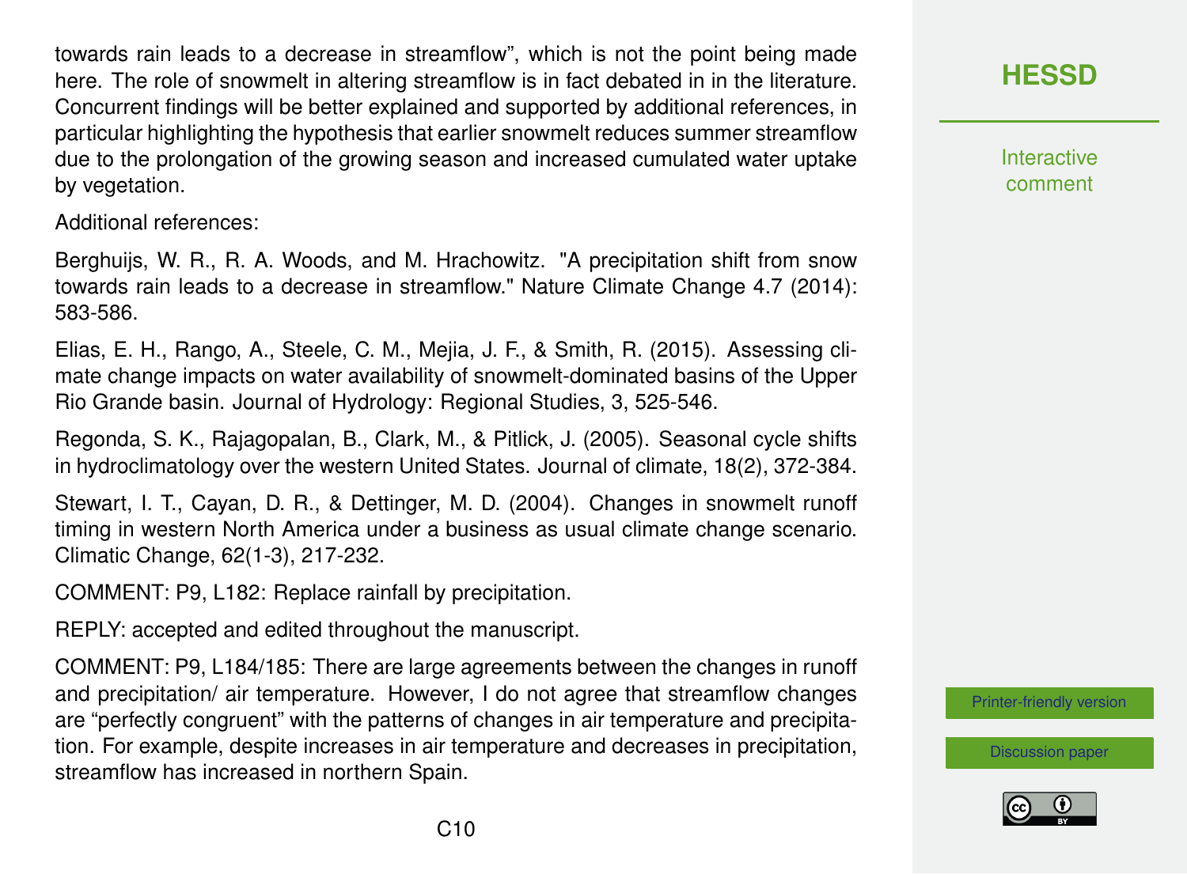towards rain leads to a decrease in streamflow", which is not the point being made here. The role of snowmelt in altering streamflow is in fact debated in in the literature. Concurrent findings will be better explained and supported by additional references, in particular highlighting the hypothesis that earlier snowmelt reduces summer streamflow due to the prolongation of the growing season and increased cumulated water uptake by vegetation.

Additional references:

Berghuijs, W. R., R. A. Woods, and M. Hrachowitz. "A precipitation shift from snow towards rain leads to a decrease in streamflow." Nature Climate Change 4.7 (2014): 583-586.

Elias, E. H., Rango, A., Steele, C. M., Mejia, J. F., & Smith, R. (2015). Assessing climate change impacts on water availability of snowmelt-dominated basins of the Upper Rio Grande basin. Journal of Hydrology: Regional Studies, 3, 525-546.

Regonda, S. K., Rajagopalan, B., Clark, M., & Pitlick, J. (2005). Seasonal cycle shifts in hydroclimatology over the western United States. Journal of climate, 18(2), 372-384.

Stewart, I. T., Cayan, D. R., & Dettinger, M. D. (2004). Changes in snowmelt runoff timing in western North America under a business as usual climate change scenario. Climatic Change, 62(1-3), 217-232.

COMMENT: P9, L182: Replace rainfall by precipitation.

REPLY: accepted and edited throughout the manuscript.

COMMENT: P9, L184/185: There are large agreements between the changes in runoff and precipitation/ air temperature. However, I do not agree that streamflow changes are "perfectly congruent" with the patterns of changes in air temperature and precipitation. For example, despite increases in air temperature and decreases in precipitation, streamflow has increased in northern Spain.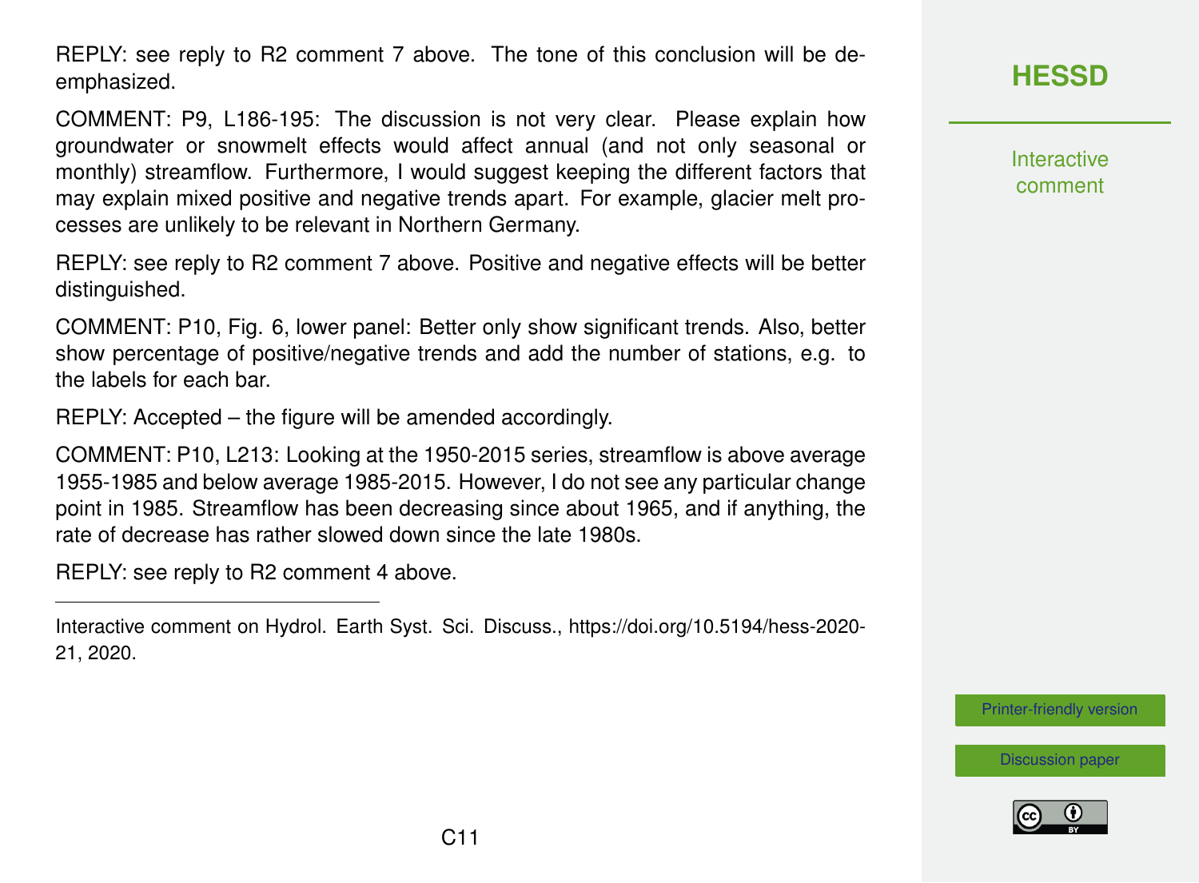REPLY: see reply to R2 comment 7 above. The tone of this conclusion will be de-emphasized.

COMMENT: P9, L186-195: The discussion is not very clear. Please explain how groundwater or snowmelt effects would affect annual (and not only seasonal or monthly) streamflow. Furthermore, I would suggest keeping the different factors that may explain mixed positive and negative trends apart. For example, glacier melt processes are unlikely to be relevant in Northern Germany.

REPLY: see reply to R2 comment 7 above. Positive and negative effects will be better distinguished.

COMMENT: P10, Fig. 6, lower panel: Better only show significant trends. Also, better show percentage of positive/negative trends and add the number of stations, e.g. to the labels for each bar.

REPLY: Accepted – the figure will be amended accordingly.

COMMENT: P10, L213: Looking at the 1950-2015 series, streamflow is above average 1955-1985 and below average 1985-2015. However, I do not see any particular change point in 1985. Streamflow has been decreasing since about 1965, and if anything, the rate of decrease has rather slowed down since the late 1980s.

REPLY: see reply to R2 comment 4 above.

---

Interactive comment on Hydrol. Earth Syst. Sci. Discuss., https://doi.org/10.5194/hess-2020-21, 2020.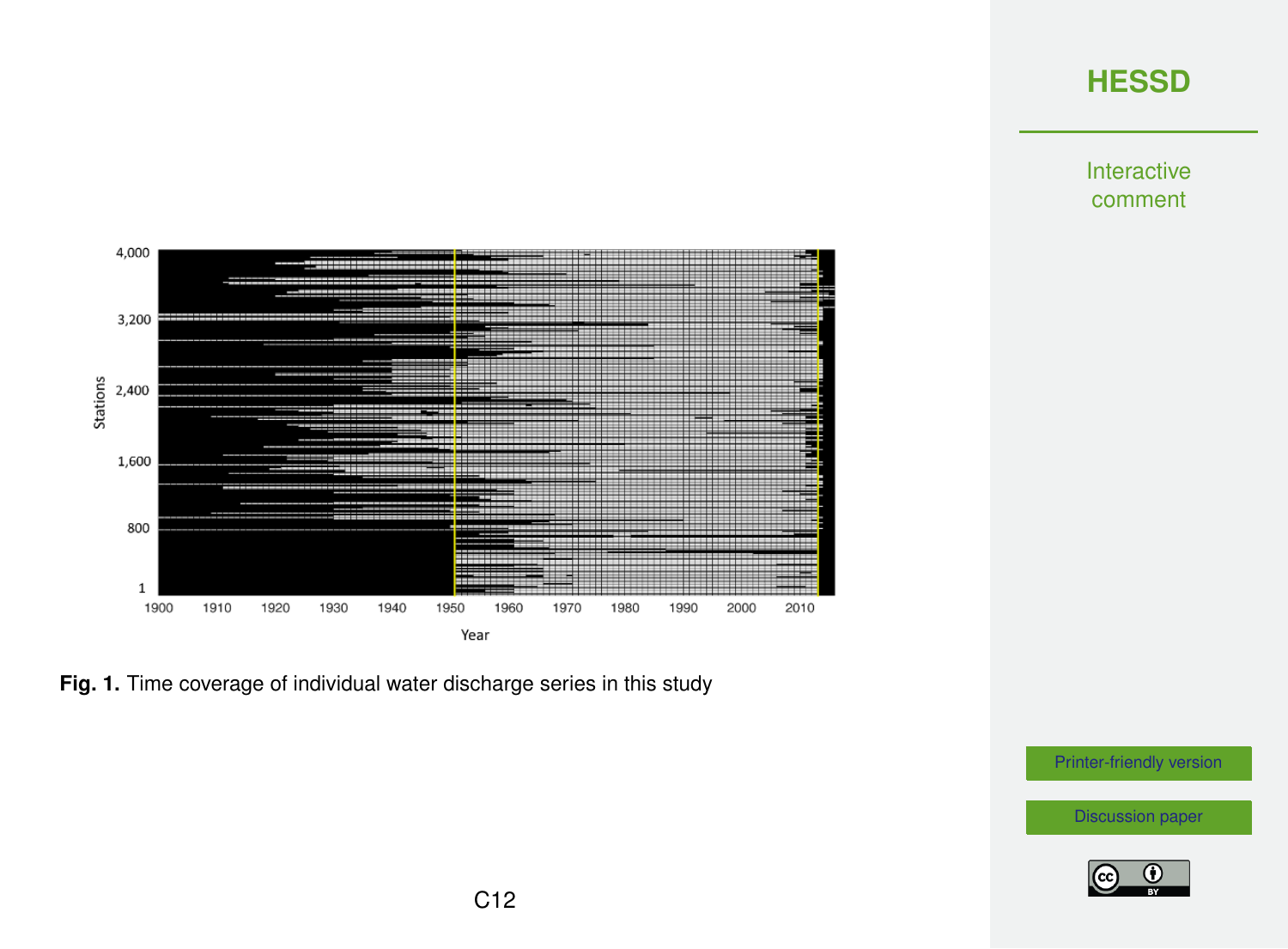4,000
3,200
2,400
1,600
800
1

Stations

1900 1910 1920 1930 1940 1950 1960 1970 1980 1990 2000 2010

Year

**Fig. 1.** Time coverage of individual water discharge series in this study